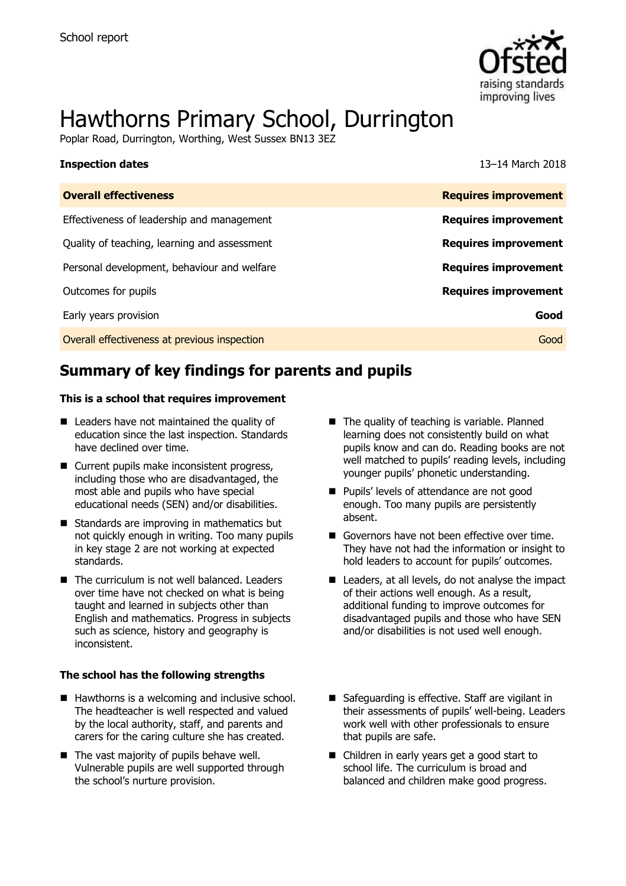School report

# Hawthorns Primary School, Durrington

Poplar Road, Durrington, Worthing, West Sussex BN13 3EZ

**Inspection dates** 13–14 March 2018

| **Overall effectiveness** | **Requires improvement** |
|---|---|
| Effectiveness of leadership and management | **Requires improvement** |
| Quality of teaching, learning and assessment | **Requires improvement** |
| Personal development, behaviour and welfare | **Requires improvement** |
| Outcomes for pupils | **Requires improvement** |
| Early years provision | **Good** |
| Overall effectiveness at previous inspection | Good |

## Summary of key findings for parents and pupils

**This is a school that requires improvement**

- Leaders have not maintained the quality of education since the last inspection. Standards have declined over time.
- Current pupils make inconsistent progress, including those who are disadvantaged, the most able and pupils who have special educational needs (SEN) and/or disabilities.
- Standards are improving in mathematics but not quickly enough in writing. Too many pupils in key stage 2 are not working at expected standards.
- The curriculum is not well balanced. Leaders over time have not checked on what is being taught and learned in subjects other than English and mathematics. Progress in subjects such as science, history and geography is inconsistent.
- The quality of teaching is variable. Planned learning does not consistently build on what pupils know and can do. Reading books are not well matched to pupils' reading levels, including younger pupils' phonetic understanding.
- Pupils' levels of attendance are not good enough. Too many pupils are persistently absent.
- Governors have not been effective over time. They have not had the information or insight to hold leaders to account for pupils' outcomes.
- Leaders, at all levels, do not analyse the impact of their actions well enough. As a result, additional funding to improve outcomes for disadvantaged pupils and those who have SEN and/or disabilities is not used well enough.

**The school has the following strengths**

- Hawthorns is a welcoming and inclusive school. The headteacher is well respected and valued by the local authority, staff, and parents and carers for the caring culture she has created.
- The vast majority of pupils behave well. Vulnerable pupils are well supported through the school's nurture provision.
- Safeguarding is effective. Staff are vigilant in their assessments of pupils' well-being. Leaders work well with other professionals to ensure that pupils are safe.
- Children in early years get a good start to school life. The curriculum is broad and balanced and children make good progress.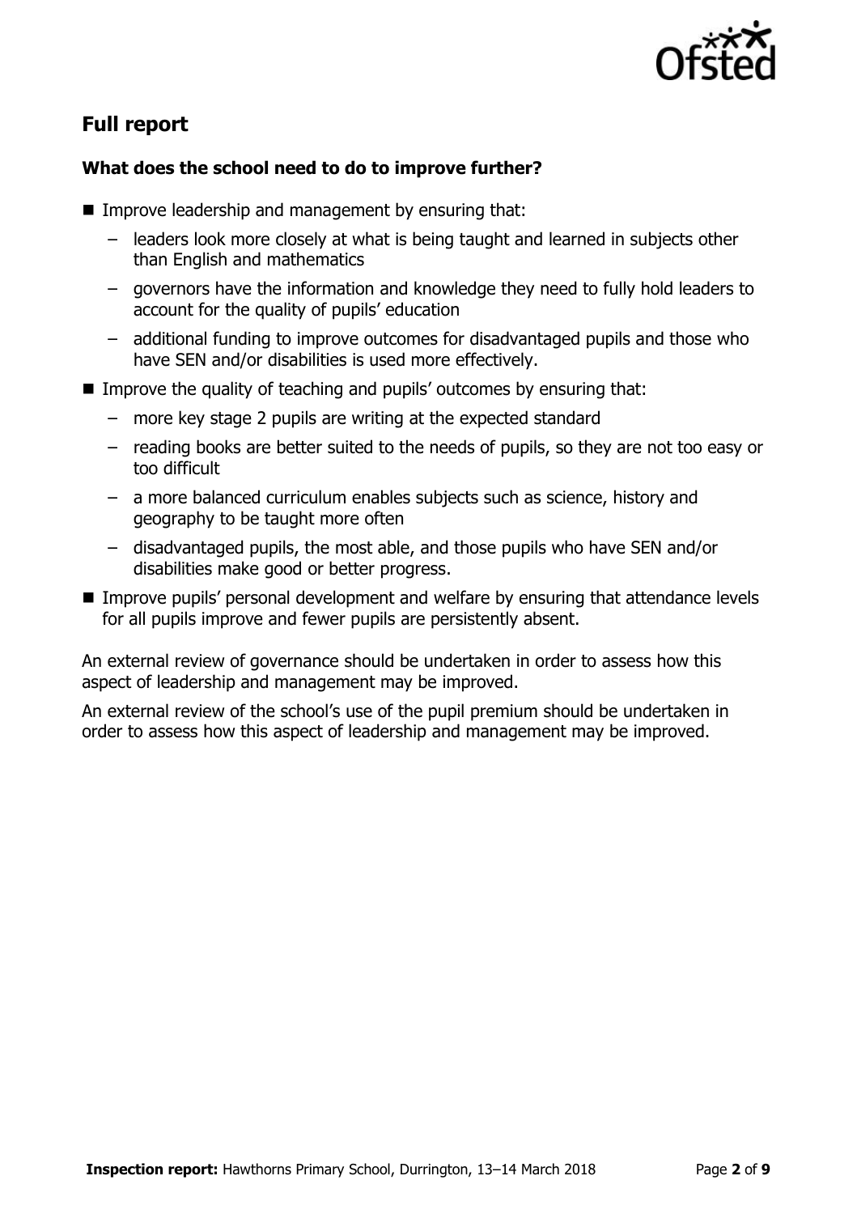## Full report

### What does the school need to do to improve further?

- Improve leadership and management by ensuring that:
  - leaders look more closely at what is being taught and learned in subjects other than English and mathematics
  - governors have the information and knowledge they need to fully hold leaders to account for the quality of pupils' education
  - additional funding to improve outcomes for disadvantaged pupils and those who have SEN and/or disabilities is used more effectively.
- Improve the quality of teaching and pupils' outcomes by ensuring that:
  - more key stage 2 pupils are writing at the expected standard
  - reading books are better suited to the needs of pupils, so they are not too easy or too difficult
  - a more balanced curriculum enables subjects such as science, history and geography to be taught more often
  - disadvantaged pupils, the most able, and those pupils who have SEN and/or disabilities make good or better progress.
- Improve pupils' personal development and welfare by ensuring that attendance levels for all pupils improve and fewer pupils are persistently absent.

An external review of governance should be undertaken in order to assess how this aspect of leadership and management may be improved.

An external review of the school's use of the pupil premium should be undertaken in order to assess how this aspect of leadership and management may be improved.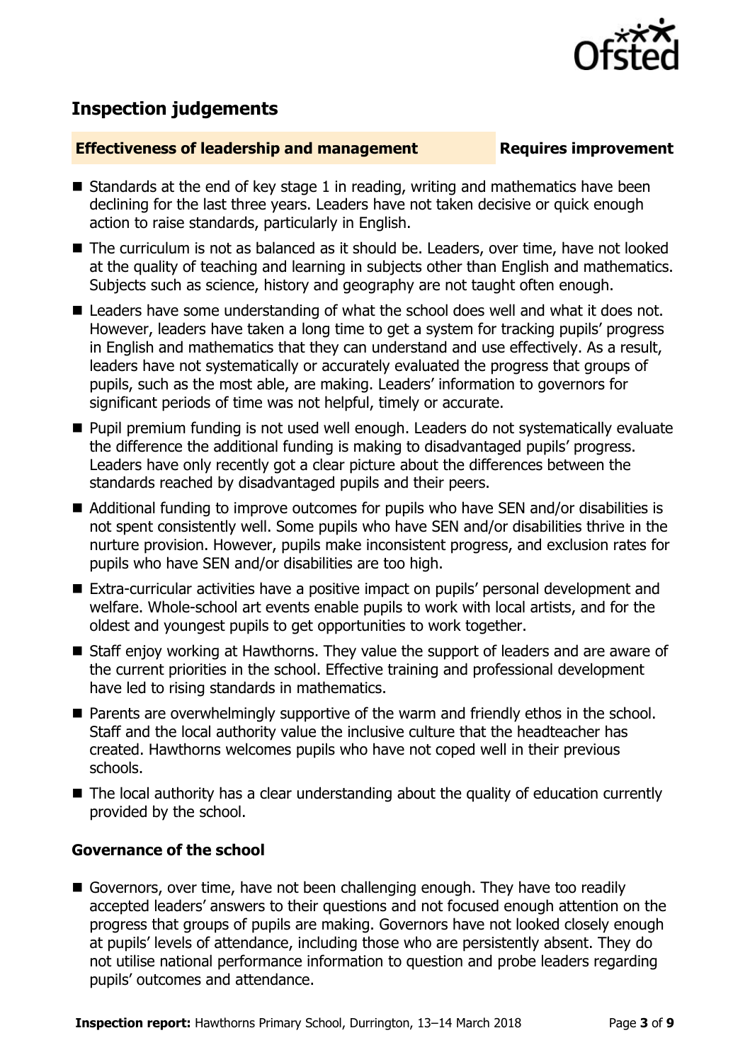## Inspection judgements

### Effectiveness of leadership and management — Requires improvement

- Standards at the end of key stage 1 in reading, writing and mathematics have been declining for the last three years. Leaders have not taken decisive or quick enough action to raise standards, particularly in English.
- The curriculum is not as balanced as it should be. Leaders, over time, have not looked at the quality of teaching and learning in subjects other than English and mathematics. Subjects such as science, history and geography are not taught often enough.
- Leaders have some understanding of what the school does well and what it does not. However, leaders have taken a long time to get a system for tracking pupils' progress in English and mathematics that they can understand and use effectively. As a result, leaders have not systematically or accurately evaluated the progress that groups of pupils, such as the most able, are making. Leaders' information to governors for significant periods of time was not helpful, timely or accurate.
- Pupil premium funding is not used well enough. Leaders do not systematically evaluate the difference the additional funding is making to disadvantaged pupils' progress. Leaders have only recently got a clear picture about the differences between the standards reached by disadvantaged pupils and their peers.
- Additional funding to improve outcomes for pupils who have SEN and/or disabilities is not spent consistently well. Some pupils who have SEN and/or disabilities thrive in the nurture provision. However, pupils make inconsistent progress, and exclusion rates for pupils who have SEN and/or disabilities are too high.
- Extra-curricular activities have a positive impact on pupils' personal development and welfare. Whole-school art events enable pupils to work with local artists, and for the oldest and youngest pupils to get opportunities to work together.
- Staff enjoy working at Hawthorns. They value the support of leaders and are aware of the current priorities in the school. Effective training and professional development have led to rising standards in mathematics.
- Parents are overwhelmingly supportive of the warm and friendly ethos in the school. Staff and the local authority value the inclusive culture that the headteacher has created. Hawthorns welcomes pupils who have not coped well in their previous schools.
- The local authority has a clear understanding about the quality of education currently provided by the school.

### Governance of the school

- Governors, over time, have not been challenging enough. They have too readily accepted leaders' answers to their questions and not focused enough attention on the progress that groups of pupils are making. Governors have not looked closely enough at pupils' levels of attendance, including those who are persistently absent. They do not utilise national performance information to question and probe leaders regarding pupils' outcomes and attendance.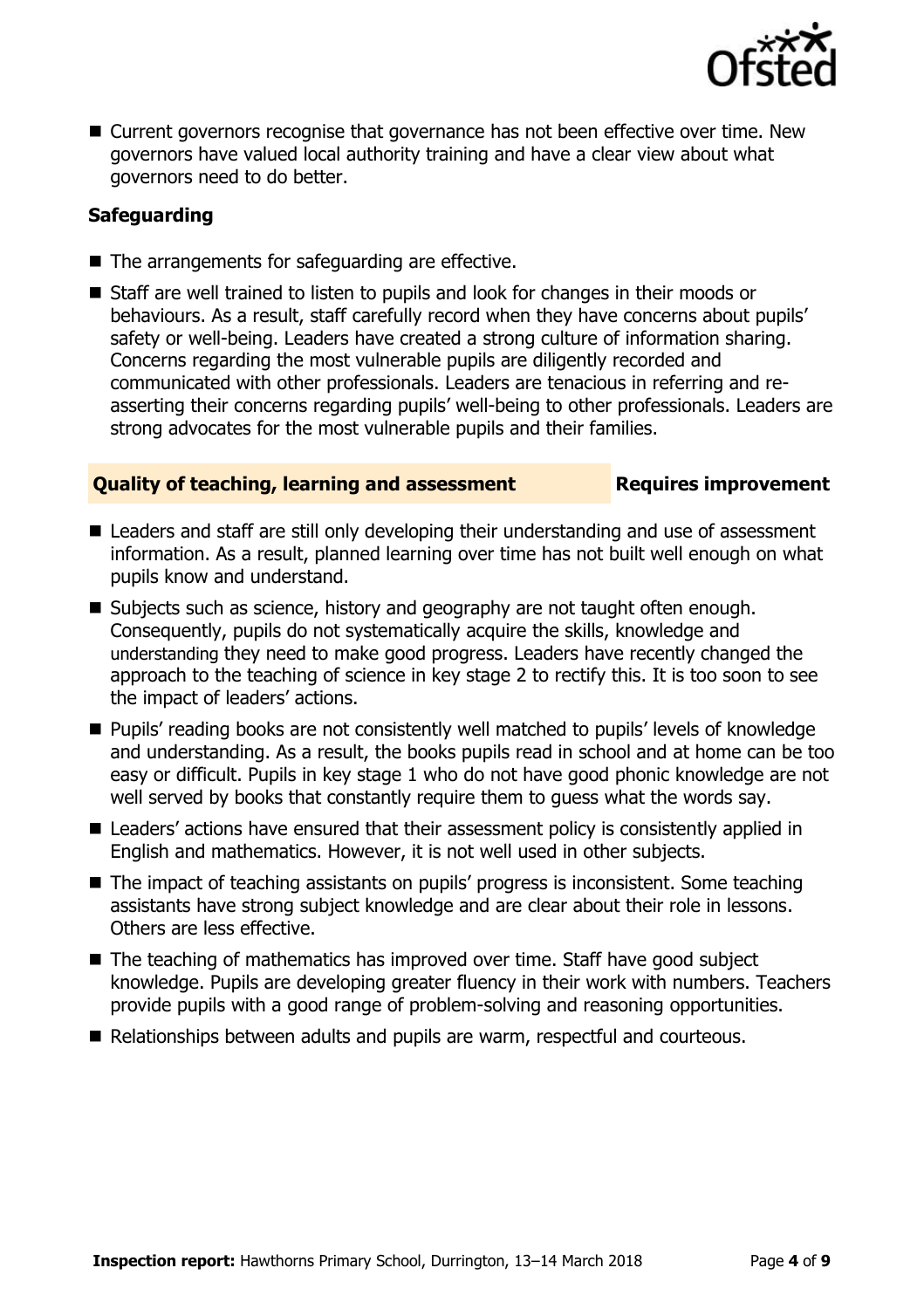- Current governors recognise that governance has not been effective over time. New governors have valued local authority training and have a clear view about what governors need to do better.

### Safeguarding

- The arrangements for safeguarding are effective.
- Staff are well trained to listen to pupils and look for changes in their moods or behaviours. As a result, staff carefully record when they have concerns about pupils' safety or well-being. Leaders have created a strong culture of information sharing. Concerns regarding the most vulnerable pupils are diligently recorded and communicated with other professionals. Leaders are tenacious in referring and re-asserting their concerns regarding pupils' well-being to other professionals. Leaders are strong advocates for the most vulnerable pupils and their families.

## Quality of teaching, learning and assessment — Requires improvement

- Leaders and staff are still only developing their understanding and use of assessment information. As a result, planned learning over time has not built well enough on what pupils know and understand.
- Subjects such as science, history and geography are not taught often enough. Consequently, pupils do not systematically acquire the skills, knowledge and understanding they need to make good progress. Leaders have recently changed the approach to the teaching of science in key stage 2 to rectify this. It is too soon to see the impact of leaders' actions.
- Pupils' reading books are not consistently well matched to pupils' levels of knowledge and understanding. As a result, the books pupils read in school and at home can be too easy or difficult. Pupils in key stage 1 who do not have good phonic knowledge are not well served by books that constantly require them to guess what the words say.
- Leaders' actions have ensured that their assessment policy is consistently applied in English and mathematics. However, it is not well used in other subjects.
- The impact of teaching assistants on pupils' progress is inconsistent. Some teaching assistants have strong subject knowledge and are clear about their role in lessons. Others are less effective.
- The teaching of mathematics has improved over time. Staff have good subject knowledge. Pupils are developing greater fluency in their work with numbers. Teachers provide pupils with a good range of problem-solving and reasoning opportunities.
- Relationships between adults and pupils are warm, respectful and courteous.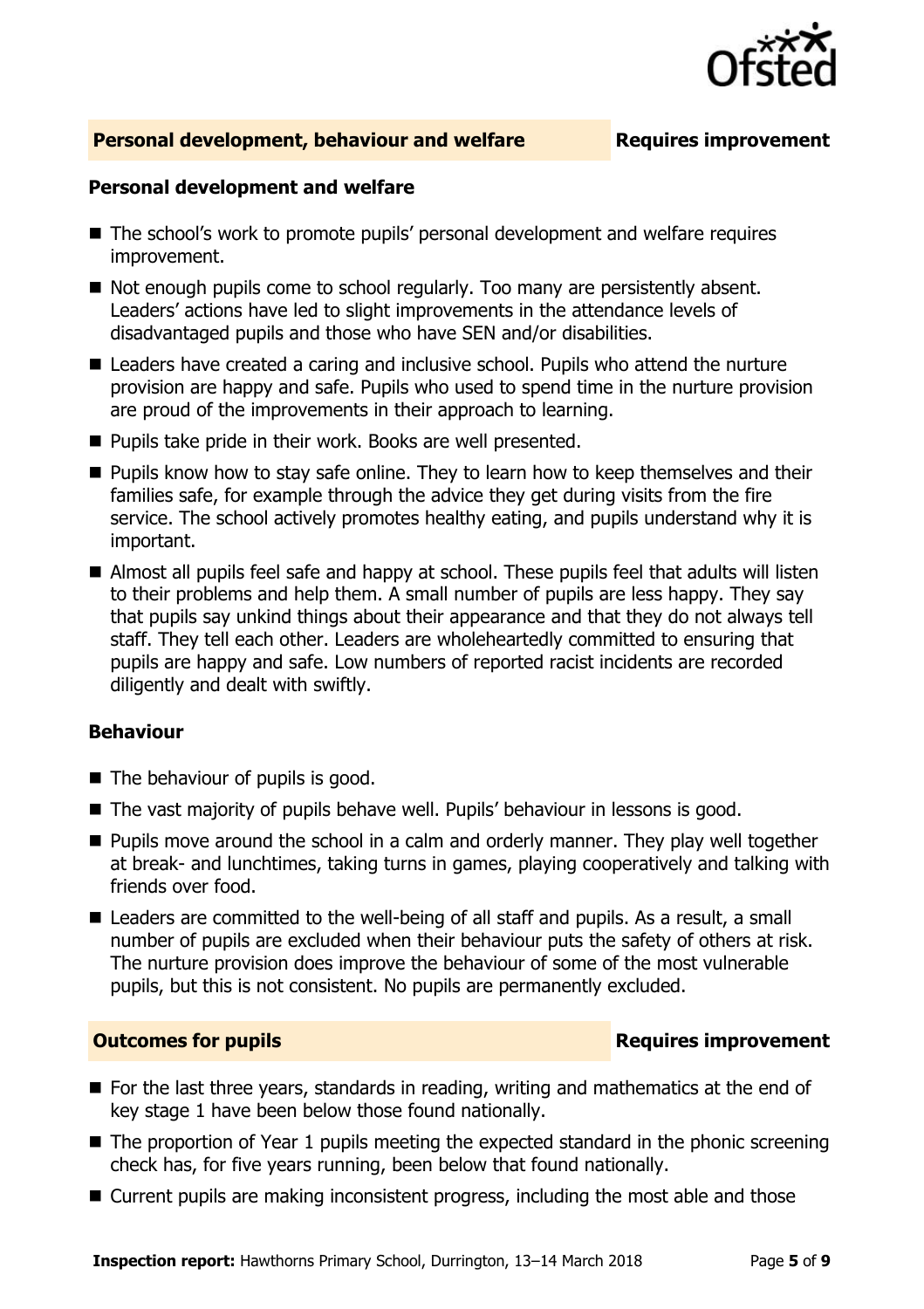## Personal development, behaviour and welfare — Requires improvement

### Personal development and welfare

- The school's work to promote pupils' personal development and welfare requires improvement.
- Not enough pupils come to school regularly. Too many are persistently absent. Leaders' actions have led to slight improvements in the attendance levels of disadvantaged pupils and those who have SEN and/or disabilities.
- Leaders have created a caring and inclusive school. Pupils who attend the nurture provision are happy and safe. Pupils who used to spend time in the nurture provision are proud of the improvements in their approach to learning.
- Pupils take pride in their work. Books are well presented.
- Pupils know how to stay safe online. They to learn how to keep themselves and their families safe, for example through the advice they get during visits from the fire service. The school actively promotes healthy eating, and pupils understand why it is important.
- Almost all pupils feel safe and happy at school. These pupils feel that adults will listen to their problems and help them. A small number of pupils are less happy. They say that pupils say unkind things about their appearance and that they do not always tell staff. They tell each other. Leaders are wholeheartedly committed to ensuring that pupils are happy and safe. Low numbers of reported racist incidents are recorded diligently and dealt with swiftly.

### Behaviour

- The behaviour of pupils is good.
- The vast majority of pupils behave well. Pupils' behaviour in lessons is good.
- Pupils move around the school in a calm and orderly manner. They play well together at break- and lunchtimes, taking turns in games, playing cooperatively and talking with friends over food.
- Leaders are committed to the well-being of all staff and pupils. As a result, a small number of pupils are excluded when their behaviour puts the safety of others at risk. The nurture provision does improve the behaviour of some of the most vulnerable pupils, but this is not consistent. No pupils are permanently excluded.

## Outcomes for pupils — Requires improvement

- For the last three years, standards in reading, writing and mathematics at the end of key stage 1 have been below those found nationally.
- The proportion of Year 1 pupils meeting the expected standard in the phonic screening check has, for five years running, been below that found nationally.
- Current pupils are making inconsistent progress, including the most able and those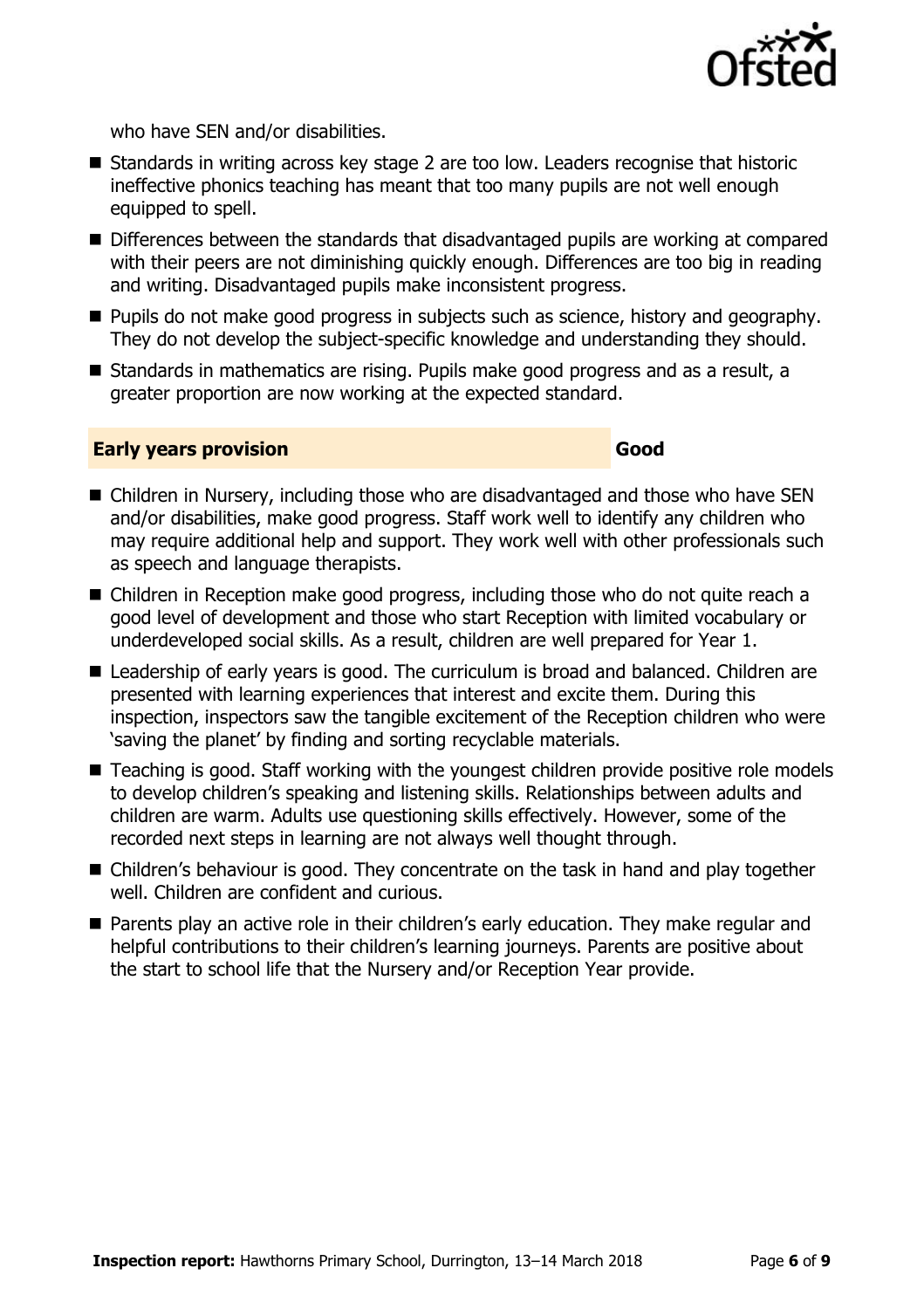who have SEN and/or disabilities.

- Standards in writing across key stage 2 are too low. Leaders recognise that historic ineffective phonics teaching has meant that too many pupils are not well enough equipped to spell.
- Differences between the standards that disadvantaged pupils are working at compared with their peers are not diminishing quickly enough. Differences are too big in reading and writing. Disadvantaged pupils make inconsistent progress.
- Pupils do not make good progress in subjects such as science, history and geography. They do not develop the subject-specific knowledge and understanding they should.
- Standards in mathematics are rising. Pupils make good progress and as a result, a greater proportion are now working at the expected standard.

## Early years provision — Good

- Children in Nursery, including those who are disadvantaged and those who have SEN and/or disabilities, make good progress. Staff work well to identify any children who may require additional help and support. They work well with other professionals such as speech and language therapists.
- Children in Reception make good progress, including those who do not quite reach a good level of development and those who start Reception with limited vocabulary or underdeveloped social skills. As a result, children are well prepared for Year 1.
- Leadership of early years is good. The curriculum is broad and balanced. Children are presented with learning experiences that interest and excite them. During this inspection, inspectors saw the tangible excitement of the Reception children who were 'saving the planet' by finding and sorting recyclable materials.
- Teaching is good. Staff working with the youngest children provide positive role models to develop children's speaking and listening skills. Relationships between adults and children are warm. Adults use questioning skills effectively. However, some of the recorded next steps in learning are not always well thought through.
- Children's behaviour is good. They concentrate on the task in hand and play together well. Children are confident and curious.
- Parents play an active role in their children's early education. They make regular and helpful contributions to their children's learning journeys. Parents are positive about the start to school life that the Nursery and/or Reception Year provide.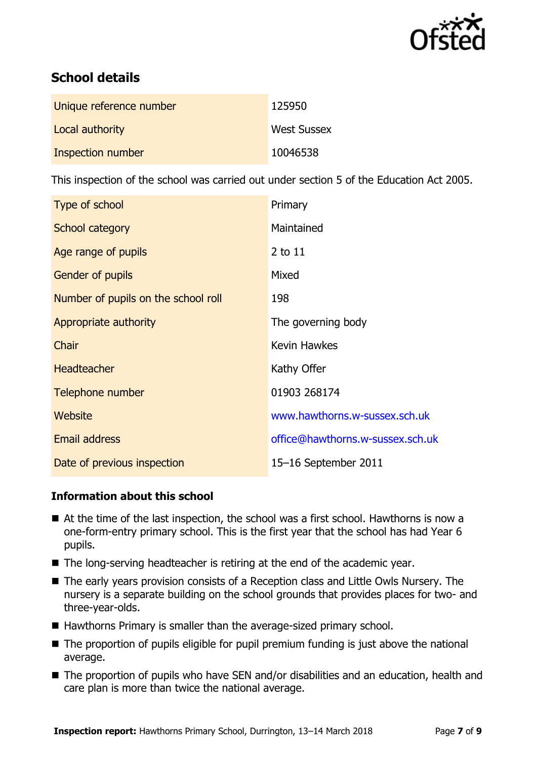## School details

| | |
|---|---|
| Unique reference number | 125950 |
| Local authority | West Sussex |
| Inspection number | 10046538 |

This inspection of the school was carried out under section 5 of the Education Act 2005.

| | |
|---|---|
| Type of school | Primary |
| School category | Maintained |
| Age range of pupils | 2 to 11 |
| Gender of pupils | Mixed |
| Number of pupils on the school roll | 198 |
| Appropriate authority | The governing body |
| Chair | Kevin Hawkes |
| Headteacher | Kathy Offer |
| Telephone number | 01903 268174 |
| Website | www.hawthorns.w-sussex.sch.uk |
| Email address | office@hawthorns.w-sussex.sch.uk |
| Date of previous inspection | 15–16 September 2011 |

### Information about this school

- At the time of the last inspection, the school was a first school. Hawthorns is now a one-form-entry primary school. This is the first year that the school has had Year 6 pupils.
- The long-serving headteacher is retiring at the end of the academic year.
- The early years provision consists of a Reception class and Little Owls Nursery. The nursery is a separate building on the school grounds that provides places for two- and three-year-olds.
- Hawthorns Primary is smaller than the average-sized primary school.
- The proportion of pupils eligible for pupil premium funding is just above the national average.
- The proportion of pupils who have SEN and/or disabilities and an education, health and care plan is more than twice the national average.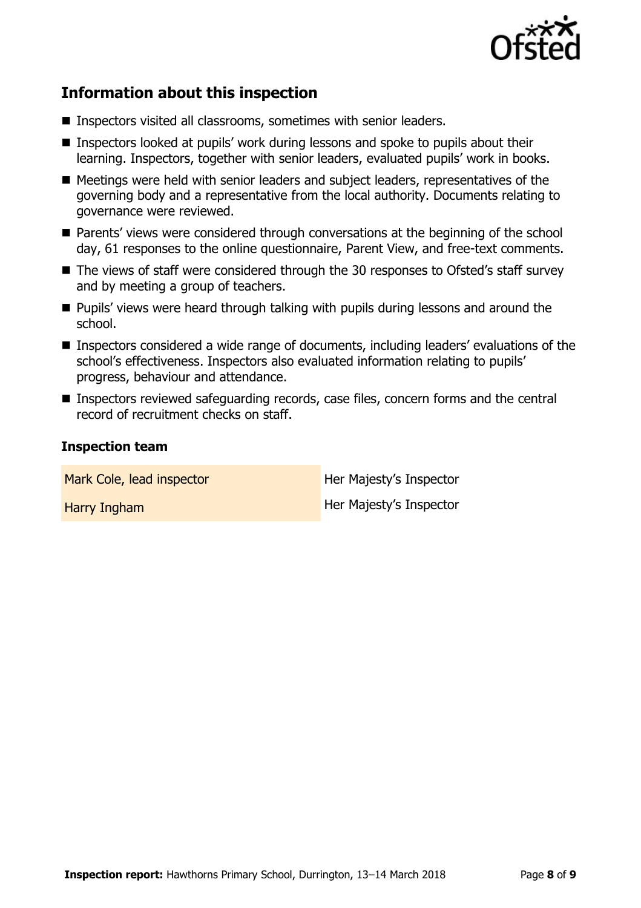## Information about this inspection

- Inspectors visited all classrooms, sometimes with senior leaders.
- Inspectors looked at pupils' work during lessons and spoke to pupils about their learning. Inspectors, together with senior leaders, evaluated pupils' work in books.
- Meetings were held with senior leaders and subject leaders, representatives of the governing body and a representative from the local authority. Documents relating to governance were reviewed.
- Parents' views were considered through conversations at the beginning of the school day, 61 responses to the online questionnaire, Parent View, and free-text comments.
- The views of staff were considered through the 30 responses to Ofsted's staff survey and by meeting a group of teachers.
- Pupils' views were heard through talking with pupils during lessons and around the school.
- Inspectors considered a wide range of documents, including leaders' evaluations of the school's effectiveness. Inspectors also evaluated information relating to pupils' progress, behaviour and attendance.
- Inspectors reviewed safeguarding records, case files, concern forms and the central record of recruitment checks on staff.

### Inspection team

| | |
|---|---|
| Mark Cole, lead inspector | Her Majesty's Inspector |
| Harry Ingham | Her Majesty's Inspector |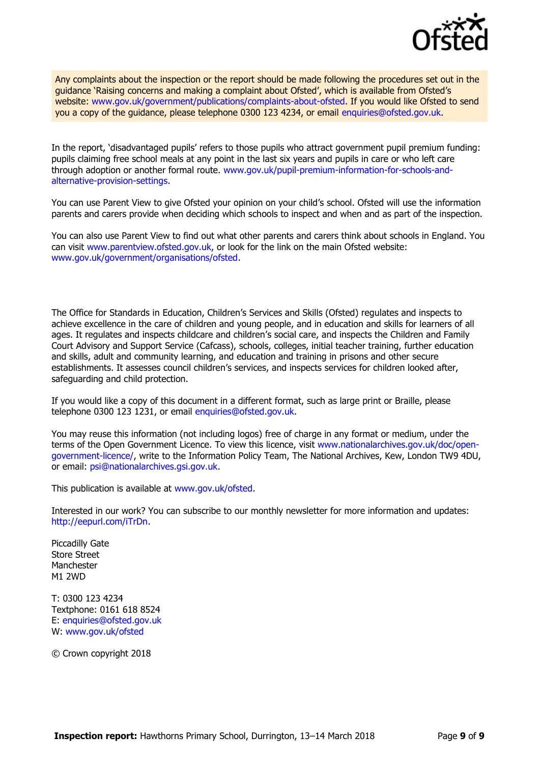Any complaints about the inspection or the report should be made following the procedures set out in the guidance 'Raising concerns and making a complaint about Ofsted', which is available from Ofsted's website: www.gov.uk/government/publications/complaints-about-ofsted. If you would like Ofsted to send you a copy of the guidance, please telephone 0300 123 4234, or email enquiries@ofsted.gov.uk.

In the report, 'disadvantaged pupils' refers to those pupils who attract government pupil premium funding: pupils claiming free school meals at any point in the last six years and pupils in care or who left care through adoption or another formal route. www.gov.uk/pupil-premium-information-for-schools-and-alternative-provision-settings.

You can use Parent View to give Ofsted your opinion on your child's school. Ofsted will use the information parents and carers provide when deciding which schools to inspect and when and as part of the inspection.

You can also use Parent View to find out what other parents and carers think about schools in England. You can visit www.parentview.ofsted.gov.uk, or look for the link on the main Ofsted website: www.gov.uk/government/organisations/ofsted.

The Office for Standards in Education, Children's Services and Skills (Ofsted) regulates and inspects to achieve excellence in the care of children and young people, and in education and skills for learners of all ages. It regulates and inspects childcare and children's social care, and inspects the Children and Family Court Advisory and Support Service (Cafcass), schools, colleges, initial teacher training, further education and skills, adult and community learning, and education and training in prisons and other secure establishments. It assesses council children's services, and inspects services for children looked after, safeguarding and child protection.

If you would like a copy of this document in a different format, such as large print or Braille, please telephone 0300 123 1231, or email enquiries@ofsted.gov.uk.

You may reuse this information (not including logos) free of charge in any format or medium, under the terms of the Open Government Licence. To view this licence, visit www.nationalarchives.gov.uk/doc/open-government-licence/, write to the Information Policy Team, The National Archives, Kew, London TW9 4DU, or email: psi@nationalarchives.gsi.gov.uk.

This publication is available at www.gov.uk/ofsted.

Interested in our work? You can subscribe to our monthly newsletter for more information and updates: http://eepurl.com/iTrDn.

Piccadilly Gate
Store Street
Manchester
M1 2WD

T: 0300 123 4234
Textphone: 0161 618 8524
E: enquiries@ofsted.gov.uk
W: www.gov.uk/ofsted

© Crown copyright 2018